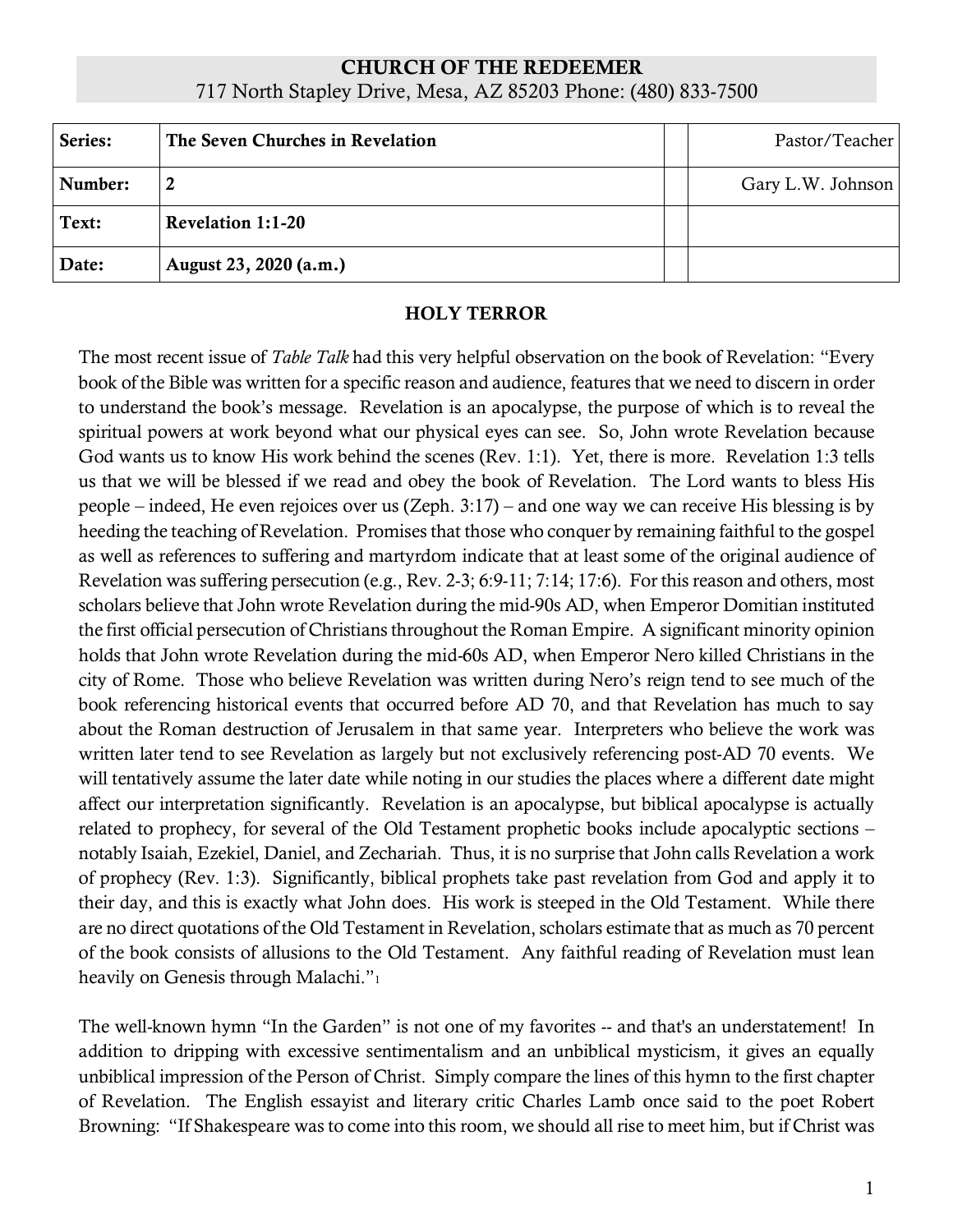**CHURCH OF THE REDEEMER**
717 North Stapley Drive, Mesa, AZ 85203 Phone: (480) 833-7500

| Series: | The Seven Churches in Revelation | | Pastor/Teacher |
|---|---|---|---|
| **Number:** | **2** | | Gary L.W. Johnson |
| **Text:** | **Revelation 1:1-20** | | |
| **Date:** | **August 23, 2020 (a.m.)** | | |

## HOLY TERROR

The most recent issue of *Table Talk* had this very helpful observation on the book of Revelation: "Every book of the Bible was written for a specific reason and audience, features that we need to discern in order to understand the book's message. Revelation is an apocalypse, the purpose of which is to reveal the spiritual powers at work beyond what our physical eyes can see. So, John wrote Revelation because God wants us to know His work behind the scenes (Rev. 1:1). Yet, there is more. Revelation 1:3 tells us that we will be blessed if we read and obey the book of Revelation. The Lord wants to bless His people – indeed, He even rejoices over us (Zeph. 3:17) – and one way we can receive His blessing is by heeding the teaching of Revelation. Promises that those who conquer by remaining faithful to the gospel as well as references to suffering and martyrdom indicate that at least some of the original audience of Revelation was suffering persecution (e.g., Rev. 2-3; 6:9-11; 7:14; 17:6). For this reason and others, most scholars believe that John wrote Revelation during the mid-90s AD, when Emperor Domitian instituted the first official persecution of Christians throughout the Roman Empire. A significant minority opinion holds that John wrote Revelation during the mid-60s AD, when Emperor Nero killed Christians in the city of Rome. Those who believe Revelation was written during Nero's reign tend to see much of the book referencing historical events that occurred before AD 70, and that Revelation has much to say about the Roman destruction of Jerusalem in that same year. Interpreters who believe the work was written later tend to see Revelation as largely but not exclusively referencing post-AD 70 events. We will tentatively assume the later date while noting in our studies the places where a different date might affect our interpretation significantly. Revelation is an apocalypse, but biblical apocalypse is actually related to prophecy, for several of the Old Testament prophetic books include apocalyptic sections – notably Isaiah, Ezekiel, Daniel, and Zechariah. Thus, it is no surprise that John calls Revelation a work of prophecy (Rev. 1:3). Significantly, biblical prophets take past revelation from God and apply it to their day, and this is exactly what John does. His work is steeped in the Old Testament. While there are no direct quotations of the Old Testament in Revelation, scholars estimate that as much as 70 percent of the book consists of allusions to the Old Testament. Any faithful reading of Revelation must lean heavily on Genesis through Malachi."[1]

The well-known hymn "In the Garden" is not one of my favorites -- and that's an understatement! In addition to dripping with excessive sentimentalism and an unbiblical mysticism, it gives an equally unbiblical impression of the Person of Christ. Simply compare the lines of this hymn to the first chapter of Revelation. The English essayist and literary critic Charles Lamb once said to the poet Robert Browning: "If Shakespeare was to come into this room, we should all rise to meet him, but if Christ was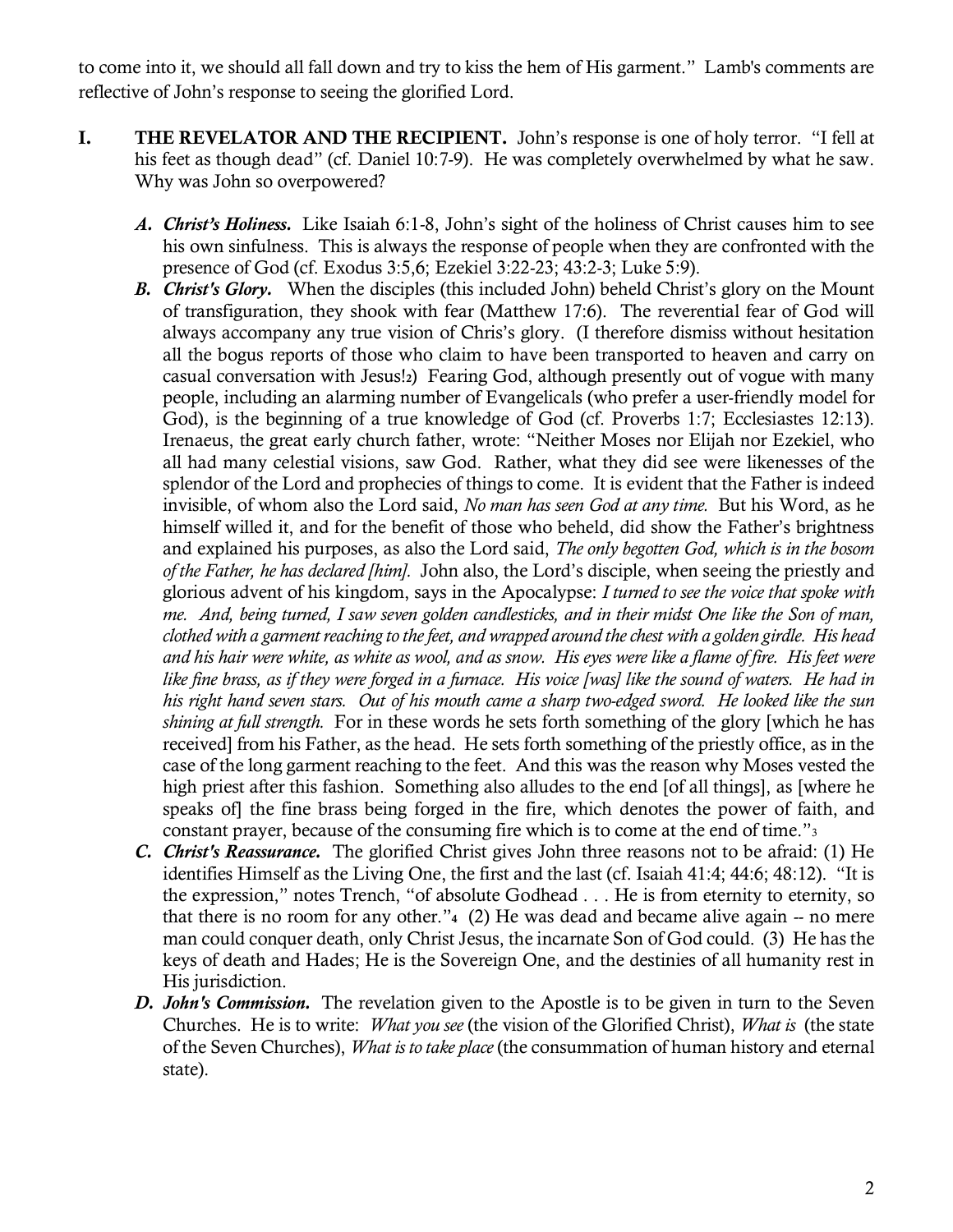to come into it, we should all fall down and try to kiss the hem of His garment." Lamb's comments are reflective of John's response to seeing the glorified Lord.

**I. THE REVELATOR AND THE RECIPIENT.** John's response is one of holy terror. "I fell at his feet as though dead" (cf. Daniel 10:7-9). He was completely overwhelmed by what he saw. Why was John so overpowered?

- ***A. Christ's Holiness.*** Like Isaiah 6:1-8, John's sight of the holiness of Christ causes him to see his own sinfulness. This is always the response of people when they are confronted with the presence of God (cf. Exodus 3:5,6; Ezekiel 3:22-23; 43:2-3; Luke 5:9).
- ***B. Christ's Glory.*** When the disciples (this included John) beheld Christ's glory on the Mount of transfiguration, they shook with fear (Matthew 17:6). The reverential fear of God will always accompany any true vision of Chris's glory. (I therefore dismiss without hesitation all the bogus reports of those who claim to have been transported to heaven and carry on casual conversation with Jesus![2]) Fearing God, although presently out of vogue with many people, including an alarming number of Evangelicals (who prefer a user-friendly model for God), is the beginning of a true knowledge of God (cf. Proverbs 1:7; Ecclesiastes 12:13). Irenaeus, the great early church father, wrote: "Neither Moses nor Elijah nor Ezekiel, who all had many celestial visions, saw God. Rather, what they did see were likenesses of the splendor of the Lord and prophecies of things to come. It is evident that the Father is indeed invisible, of whom also the Lord said, *No man has seen God at any time.* But his Word, as he himself willed it, and for the benefit of those who beheld, did show the Father's brightness and explained his purposes, as also the Lord said, *The only begotten God, which is in the bosom of the Father, he has declared [him].* John also, the Lord's disciple, when seeing the priestly and glorious advent of his kingdom, says in the Apocalypse: *I turned to see the voice that spoke with me. And, being turned, I saw seven golden candlesticks, and in their midst One like the Son of man, clothed with a garment reaching to the feet, and wrapped around the chest with a golden girdle. His head and his hair were white, as white as wool, and as snow. His eyes were like a flame of fire. His feet were like fine brass, as if they were forged in a furnace. His voice [was] like the sound of waters. He had in his right hand seven stars. Out of his mouth came a sharp two-edged sword. He looked like the sun shining at full strength.* For in these words he sets forth something of the glory [which he has received] from his Father, as the head. He sets forth something of the priestly office, as in the case of the long garment reaching to the feet. And this was the reason why Moses vested the high priest after this fashion. Something also alludes to the end [of all things], as [where he speaks of] the fine brass being forged in the fire, which denotes the power of faith, and constant prayer, because of the consuming fire which is to come at the end of time."[3]
- ***C. Christ's Reassurance.*** The glorified Christ gives John three reasons not to be afraid: (1) He identifies Himself as the Living One, the first and the last (cf. Isaiah 41:4; 44:6; 48:12). "It is the expression," notes Trench, "of absolute Godhead . . . He is from eternity to eternity, so that there is no room for any other."[4] (2) He was dead and became alive again -- no mere man could conquer death, only Christ Jesus, the incarnate Son of God could. (3) He has the keys of death and Hades; He is the Sovereign One, and the destinies of all humanity rest in His jurisdiction.
- ***D. John's Commission.*** The revelation given to the Apostle is to be given in turn to the Seven Churches. He is to write: *What you see* (the vision of the Glorified Christ), *What is* (the state of the Seven Churches), *What is to take place* (the consummation of human history and eternal state).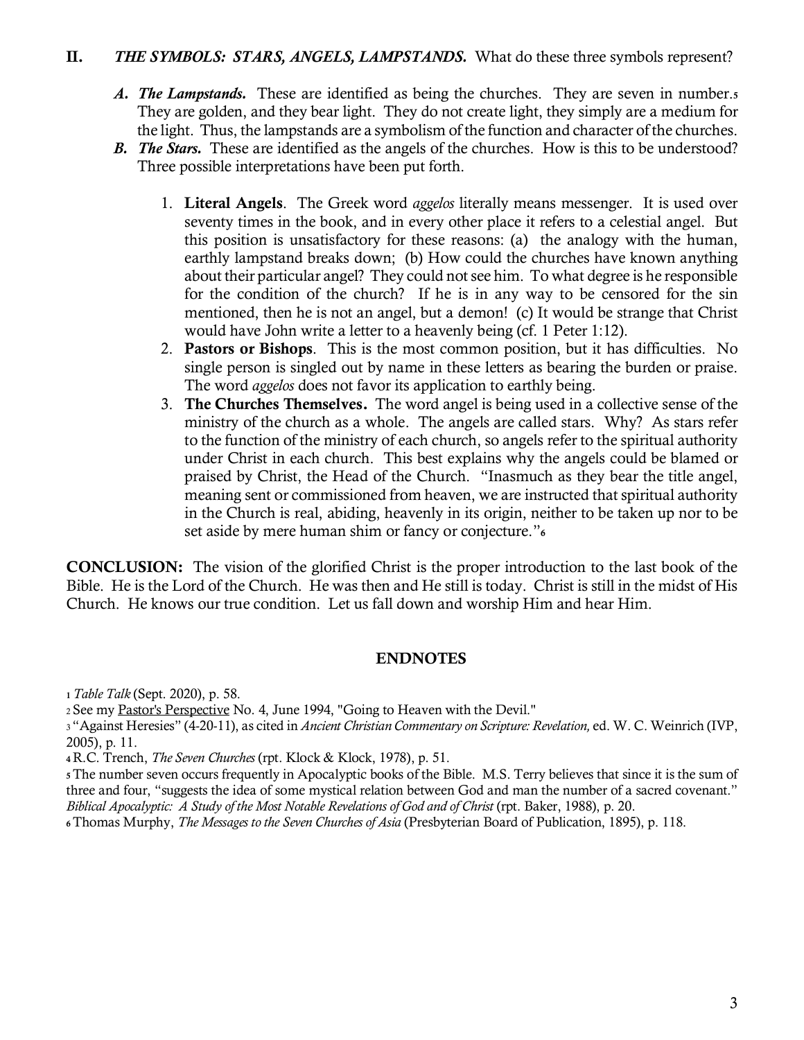## II. *THE SYMBOLS: STARS, ANGELS, LAMPSTANDS.* What do these three symbols represent?

***A. The Lampstands.*** These are identified as being the churches. They are seven in number.[5] They are golden, and they bear light. They do not create light, they simply are a medium for the light. Thus, the lampstands are a symbolism of the function and character of the churches.

***B. The Stars.*** These are identified as the angels of the churches. How is this to be understood? Three possible interpretations have been put forth.

1. **Literal Angels**. The Greek word *aggelos* literally means messenger. It is used over seventy times in the book, and in every other place it refers to a celestial angel. But this position is unsatisfactory for these reasons: (a) the analogy with the human, earthly lampstand breaks down; (b) How could the churches have known anything about their particular angel? They could not see him. To what degree is he responsible for the condition of the church? If he is in any way to be censored for the sin mentioned, then he is not an angel, but a demon! (c) It would be strange that Christ would have John write a letter to a heavenly being (cf. 1 Peter 1:12).
2. **Pastors or Bishops**. This is the most common position, but it has difficulties. No single person is singled out by name in these letters as bearing the burden or praise. The word *aggelos* does not favor its application to earthly being.
3. **The Churches Themselves.** The word angel is being used in a collective sense of the ministry of the church as a whole. The angels are called stars. Why? As stars refer to the function of the ministry of each church, so angels refer to the spiritual authority under Christ in each church. This best explains why the angels could be blamed or praised by Christ, the Head of the Church. "Inasmuch as they bear the title angel, meaning sent or commissioned from heaven, we are instructed that spiritual authority in the Church is real, abiding, heavenly in its origin, neither to be taken up nor to be set aside by mere human shim or fancy or conjecture."[6]

**CONCLUSION:** The vision of the glorified Christ is the proper introduction to the last book of the Bible. He is the Lord of the Church. He was then and He still is today. Christ is still in the midst of His Church. He knows our true condition. Let us fall down and worship Him and hear Him.

## ENDNOTES

[1] *Table Talk* (Sept. 2020), p. 58.

[2] See my Pastor's Perspective No. 4, June 1994, "Going to Heaven with the Devil."

[3] "Against Heresies" (4-20-11), as cited in *Ancient Christian Commentary on Scripture: Revelation,* ed. W. C. Weinrich (IVP, 2005), p. 11.

[4] R.C. Trench, *The Seven Churches* (rpt. Klock & Klock, 1978), p. 51.

[5] The number seven occurs frequently in Apocalyptic books of the Bible. M.S. Terry believes that since it is the sum of three and four, "suggests the idea of some mystical relation between God and man the number of a sacred covenant." *Biblical Apocalyptic: A Study of the Most Notable Revelations of God and of Christ* (rpt. Baker, 1988), p. 20.

[6] Thomas Murphy, *The Messages to the Seven Churches of Asia* (Presbyterian Board of Publication, 1895), p. 118.